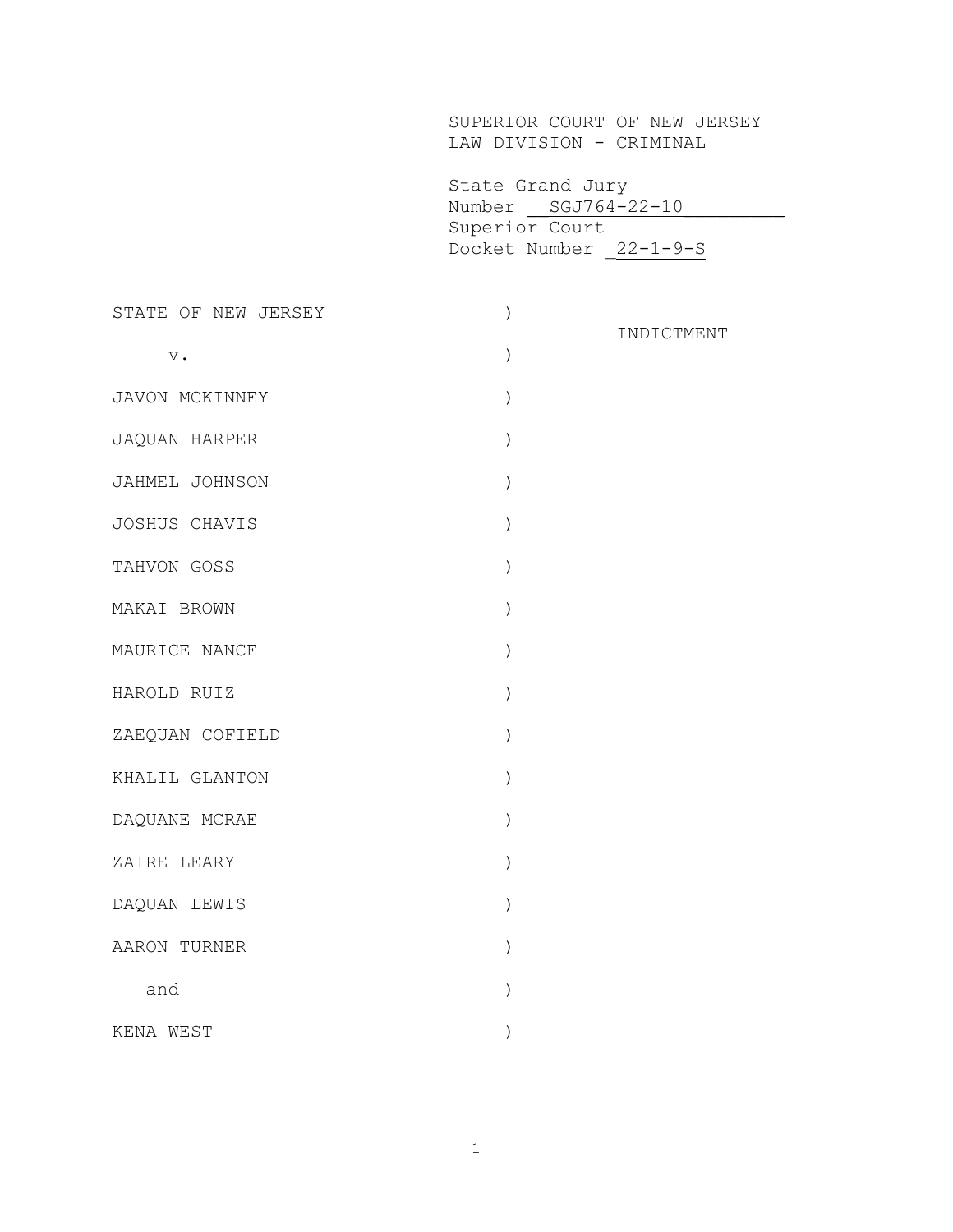SUPERIOR COURT OF NEW JERSEY
LAW DIVISION - CRIMINAL

State Grand Jury
Number SGJ764-22-10
Superior Court
Docket Number 22-1-9-S

STATE OF NEW JERSEY )

v. ) INDICTMENT

JAVON MCKINNEY )

JAQUAN HARPER )

JAHMEL JOHNSON )

JOSHUS CHAVIS )

TAHVON GOSS )

MAKAI BROWN )

MAURICE NANCE )

HAROLD RUIZ )

ZAEQUAN COFIELD )

KHALIL GLANTON )

DAQUANE MCRAE )

ZAIRE LEARY )

DAQUAN LEWIS )

AARON TURNER )

and )

KENA WEST )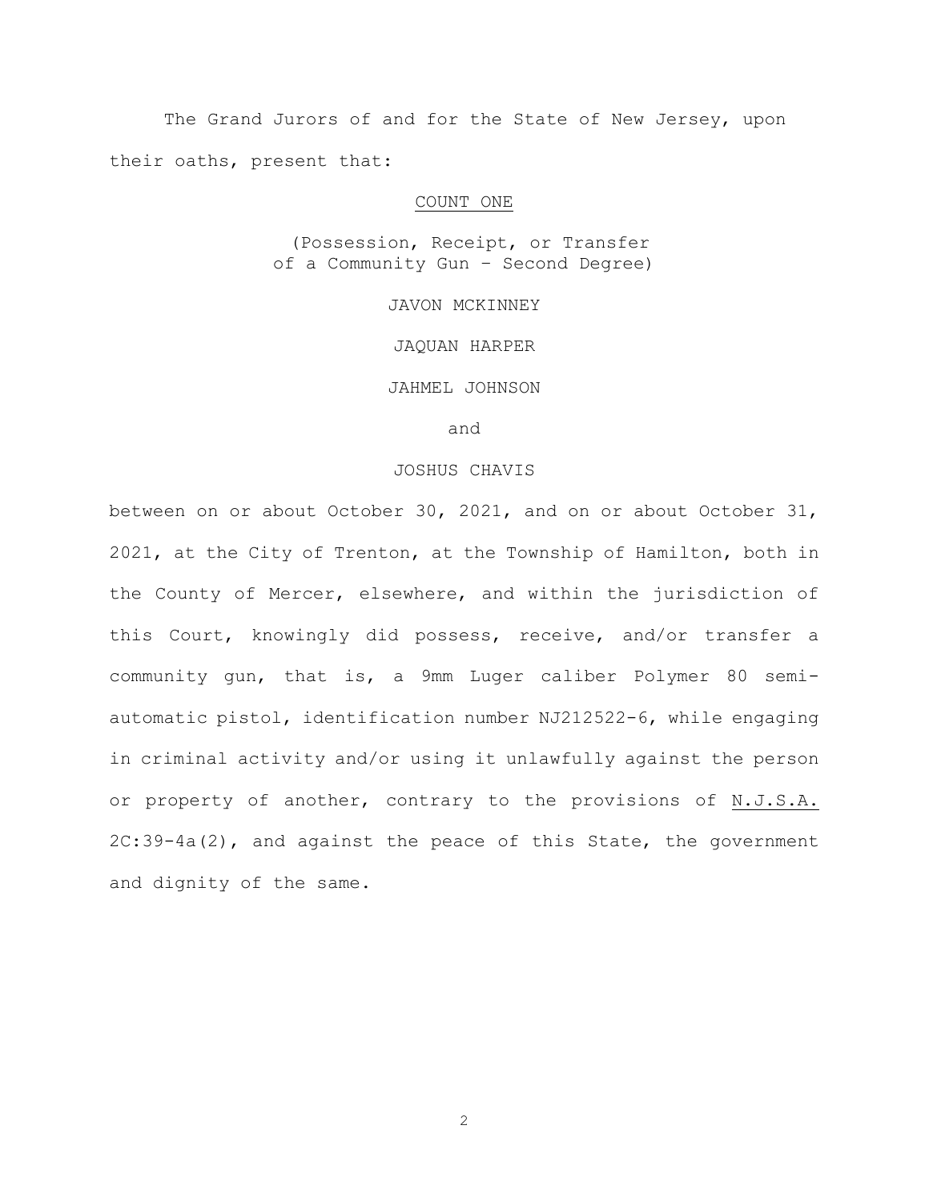The Grand Jurors of and for the State of New Jersey, upon their oaths, present that:

<u>COUNT ONE</u>

(Possession, Receipt, or Transfer of a Community Gun – Second Degree)

JAVON MCKINNEY

JAQUAN HARPER

JAHMEL JOHNSON

and

JOSHUS CHAVIS

between on or about October 30, 2021, and on or about October 31, 2021, at the City of Trenton, at the Township of Hamilton, both in the County of Mercer, elsewhere, and within the jurisdiction of this Court, knowingly did possess, receive, and/or transfer a community gun, that is, a 9mm Luger caliber Polymer 80 semi-automatic pistol, identification number NJ212522-6, while engaging in criminal activity and/or using it unlawfully against the person or property of another, contrary to the provisions of <u>N.J.S.A.</u> 2C:39-4a(2), and against the peace of this State, the government and dignity of the same.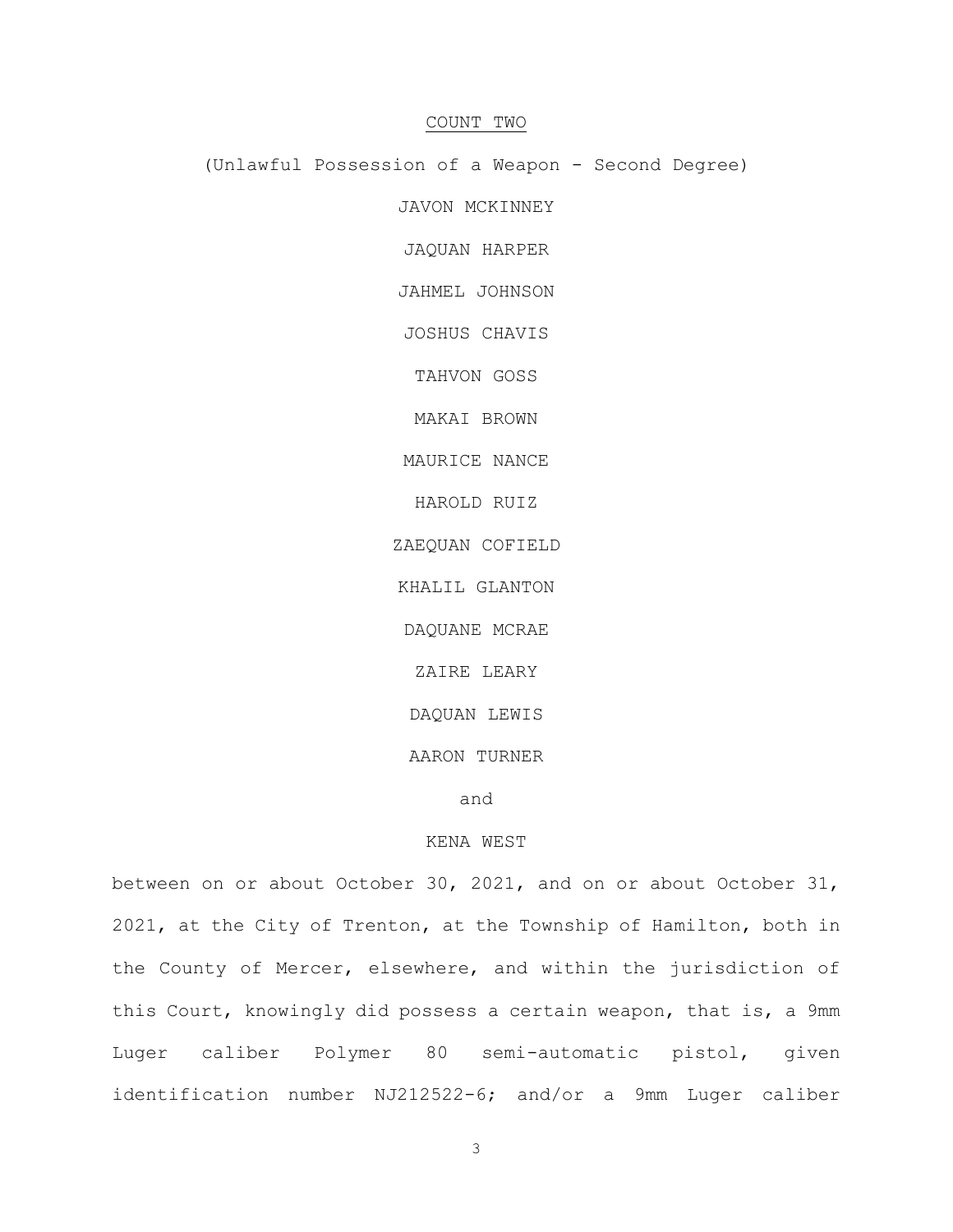COUNT TWO

(Unlawful Possession of a Weapon - Second Degree)

JAVON MCKINNEY

JAQUAN HARPER

JAHMEL JOHNSON

JOSHUS CHAVIS

TAHVON GOSS

MAKAI BROWN

MAURICE NANCE

HAROLD RUIZ

ZAEQUAN COFIELD

KHALIL GLANTON

DAQUANE MCRAE

ZAIRE LEARY

DAQUAN LEWIS

AARON TURNER

and

KENA WEST

between on or about October 30, 2021, and on or about October 31, 2021, at the City of Trenton, at the Township of Hamilton, both in the County of Mercer, elsewhere, and within the jurisdiction of this Court, knowingly did possess a certain weapon, that is, a 9mm Luger caliber Polymer 80 semi-automatic pistol, given identification number NJ212522-6; and/or a 9mm Luger caliber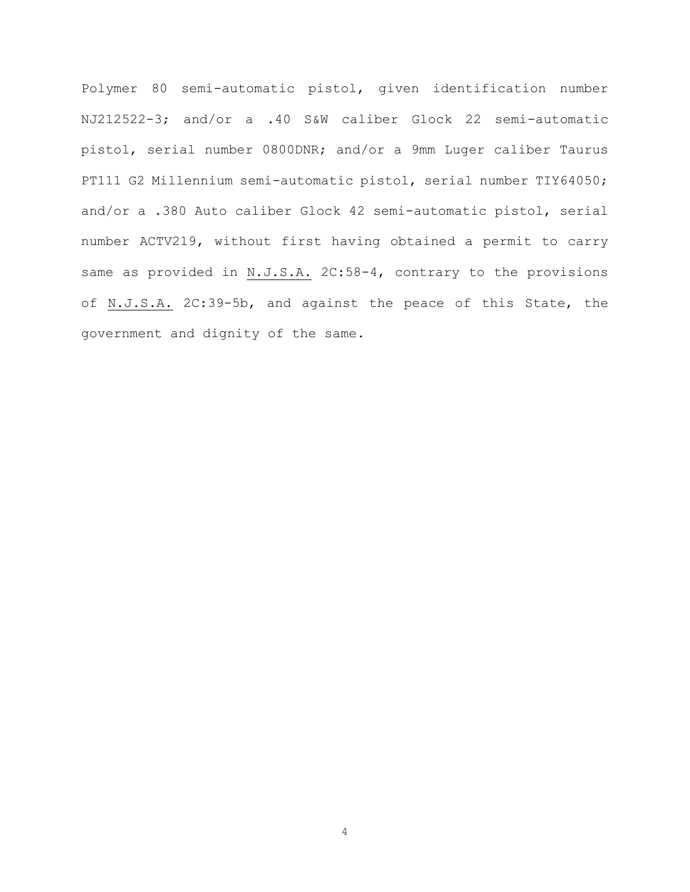Polymer 80 semi-automatic pistol, given identification number NJ212522-3; and/or a .40 S&W caliber Glock 22 semi-automatic pistol, serial number 0800DNR; and/or a 9mm Luger caliber Taurus PT111 G2 Millennium semi-automatic pistol, serial number TIY64050; and/or a .380 Auto caliber Glock 42 semi-automatic pistol, serial number ACTV219, without first having obtained a permit to carry same as provided in N.J.S.A. 2C:58-4, contrary to the provisions of N.J.S.A. 2C:39-5b, and against the peace of this State, the government and dignity of the same.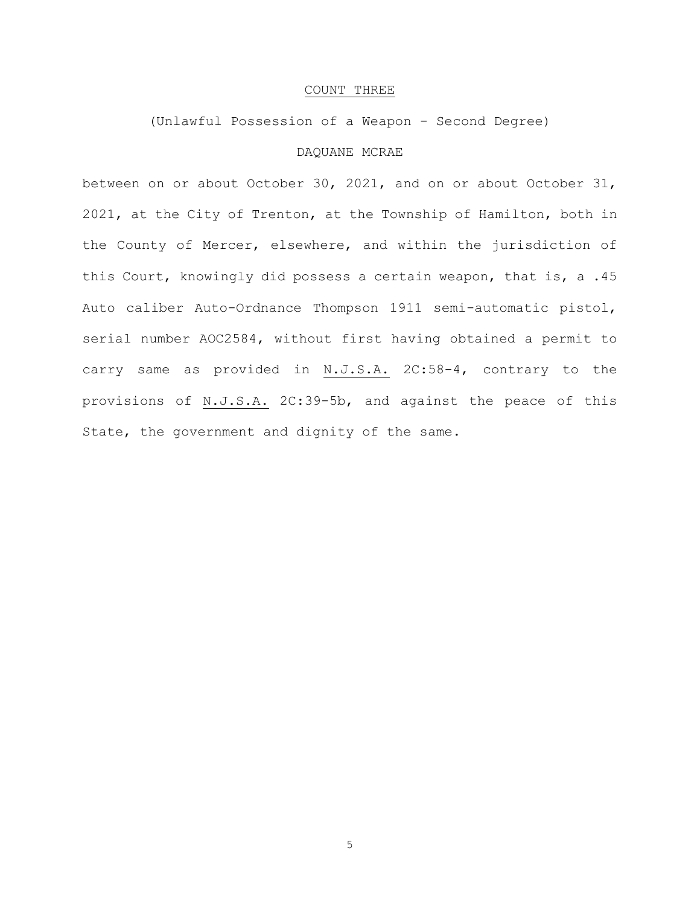## COUNT THREE

(Unlawful Possession of a Weapon - Second Degree)

DAQUANE MCRAE

between on or about October 30, 2021, and on or about October 31, 2021, at the City of Trenton, at the Township of Hamilton, both in the County of Mercer, elsewhere, and within the jurisdiction of this Court, knowingly did possess a certain weapon, that is, a .45 Auto caliber Auto-Ordnance Thompson 1911 semi-automatic pistol, serial number AOC2584, without first having obtained a permit to carry same as provided in N.J.S.A. 2C:58-4, contrary to the provisions of N.J.S.A. 2C:39-5b, and against the peace of this State, the government and dignity of the same.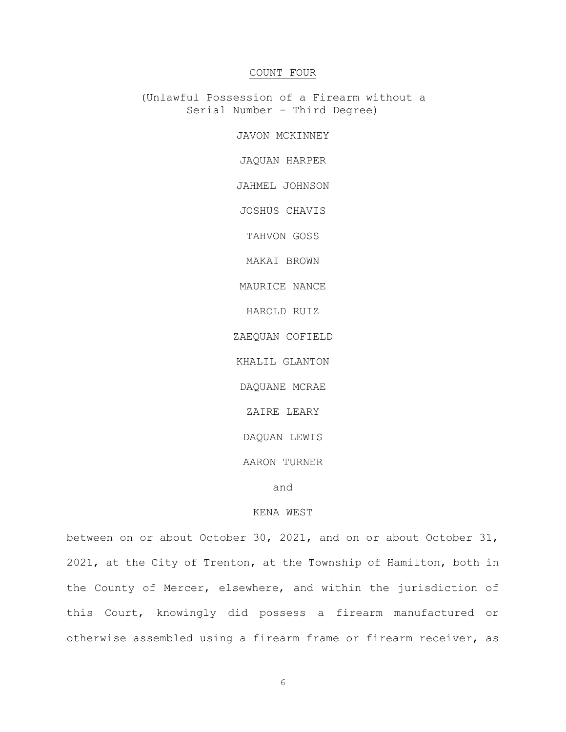COUNT FOUR

(Unlawful Possession of a Firearm without a Serial Number - Third Degree)

JAVON MCKINNEY

JAQUAN HARPER

JAHMEL JOHNSON

JOSHUS CHAVIS

TAHVON GOSS

MAKAI BROWN

MAURICE NANCE

HAROLD RUIZ

ZAEQUAN COFIELD

KHALIL GLANTON

DAQUANE MCRAE

ZAIRE LEARY

DAQUAN LEWIS

AARON TURNER

and

KENA WEST

between on or about October 30, 2021, and on or about October 31, 2021, at the City of Trenton, at the Township of Hamilton, both in the County of Mercer, elsewhere, and within the jurisdiction of this Court, knowingly did possess a firearm manufactured or otherwise assembled using a firearm frame or firearm receiver, as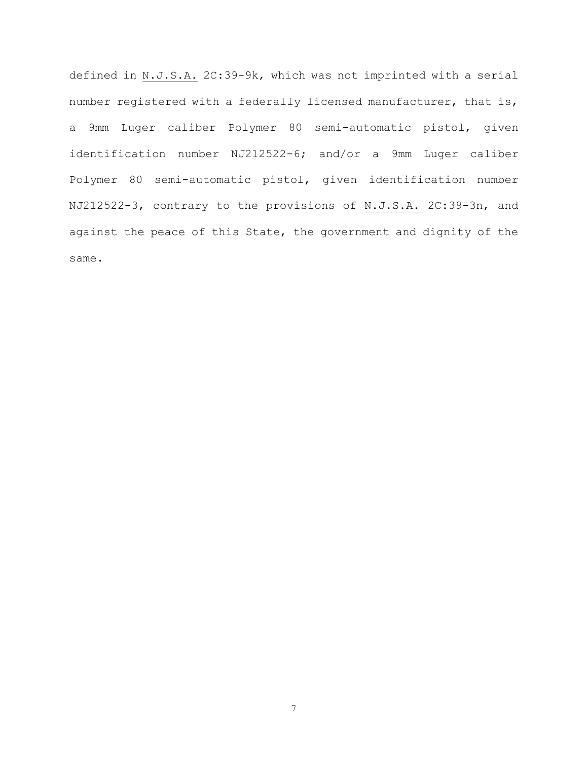defined in N.J.S.A. 2C:39-9k, which was not imprinted with a serial number registered with a federally licensed manufacturer, that is, a 9mm Luger caliber Polymer 80 semi-automatic pistol, given identification number NJ212522-6; and/or a 9mm Luger caliber Polymer 80 semi-automatic pistol, given identification number NJ212522-3, contrary to the provisions of N.J.S.A. 2C:39-3n, and against the peace of this State, the government and dignity of the same.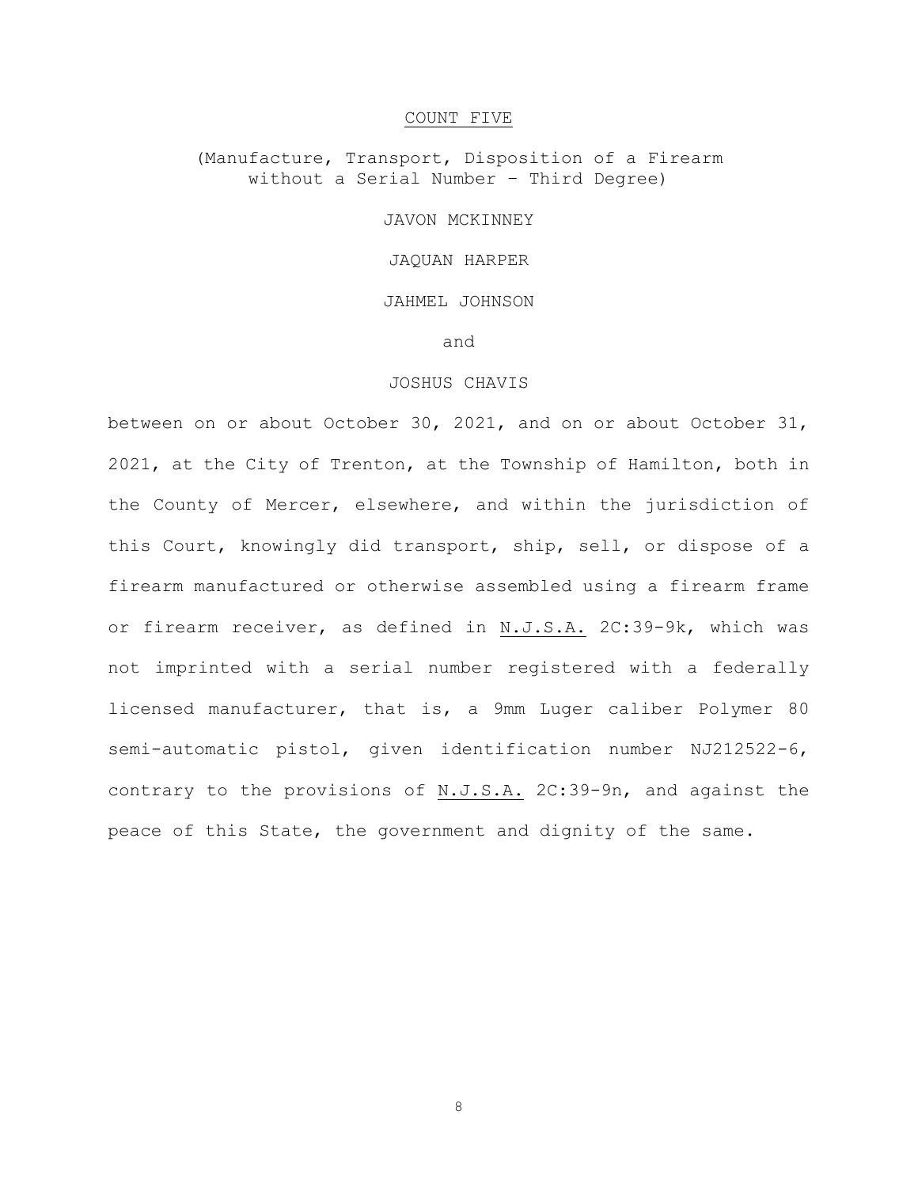COUNT FIVE

(Manufacture, Transport, Disposition of a Firearm without a Serial Number – Third Degree)

JAVON MCKINNEY

JAQUAN HARPER

JAHMEL JOHNSON

and

JOSHUS CHAVIS

between on or about October 30, 2021, and on or about October 31, 2021, at the City of Trenton, at the Township of Hamilton, both in the County of Mercer, elsewhere, and within the jurisdiction of this Court, knowingly did transport, ship, sell, or dispose of a firearm manufactured or otherwise assembled using a firearm frame or firearm receiver, as defined in N.J.S.A. 2C:39-9k, which was not imprinted with a serial number registered with a federally licensed manufacturer, that is, a 9mm Luger caliber Polymer 80 semi-automatic pistol, given identification number NJ212522-6, contrary to the provisions of N.J.S.A. 2C:39-9n, and against the peace of this State, the government and dignity of the same.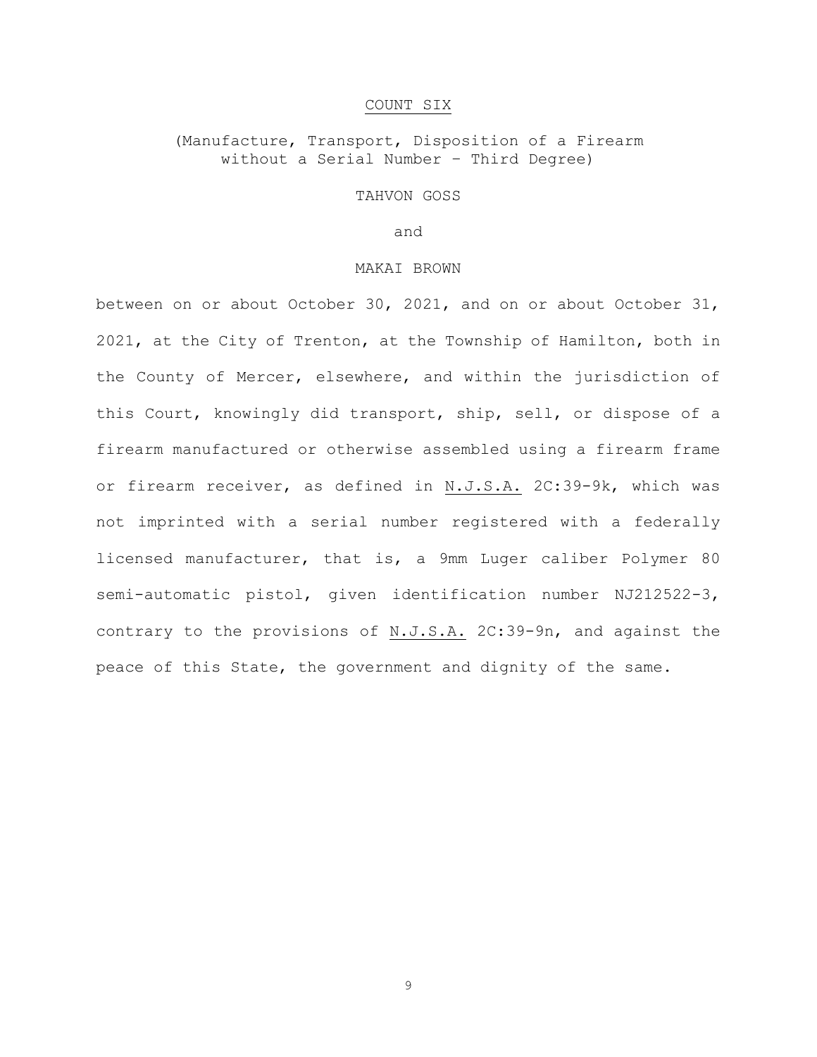## COUNT SIX

(Manufacture, Transport, Disposition of a Firearm without a Serial Number – Third Degree)

TAHVON GOSS

and

MAKAI BROWN

between on or about October 30, 2021, and on or about October 31, 2021, at the City of Trenton, at the Township of Hamilton, both in the County of Mercer, elsewhere, and within the jurisdiction of this Court, knowingly did transport, ship, sell, or dispose of a firearm manufactured or otherwise assembled using a firearm frame or firearm receiver, as defined in N.J.S.A. 2C:39-9k, which was not imprinted with a serial number registered with a federally licensed manufacturer, that is, a 9mm Luger caliber Polymer 80 semi-automatic pistol, given identification number NJ212522-3, contrary to the provisions of N.J.S.A. 2C:39-9n, and against the peace of this State, the government and dignity of the same.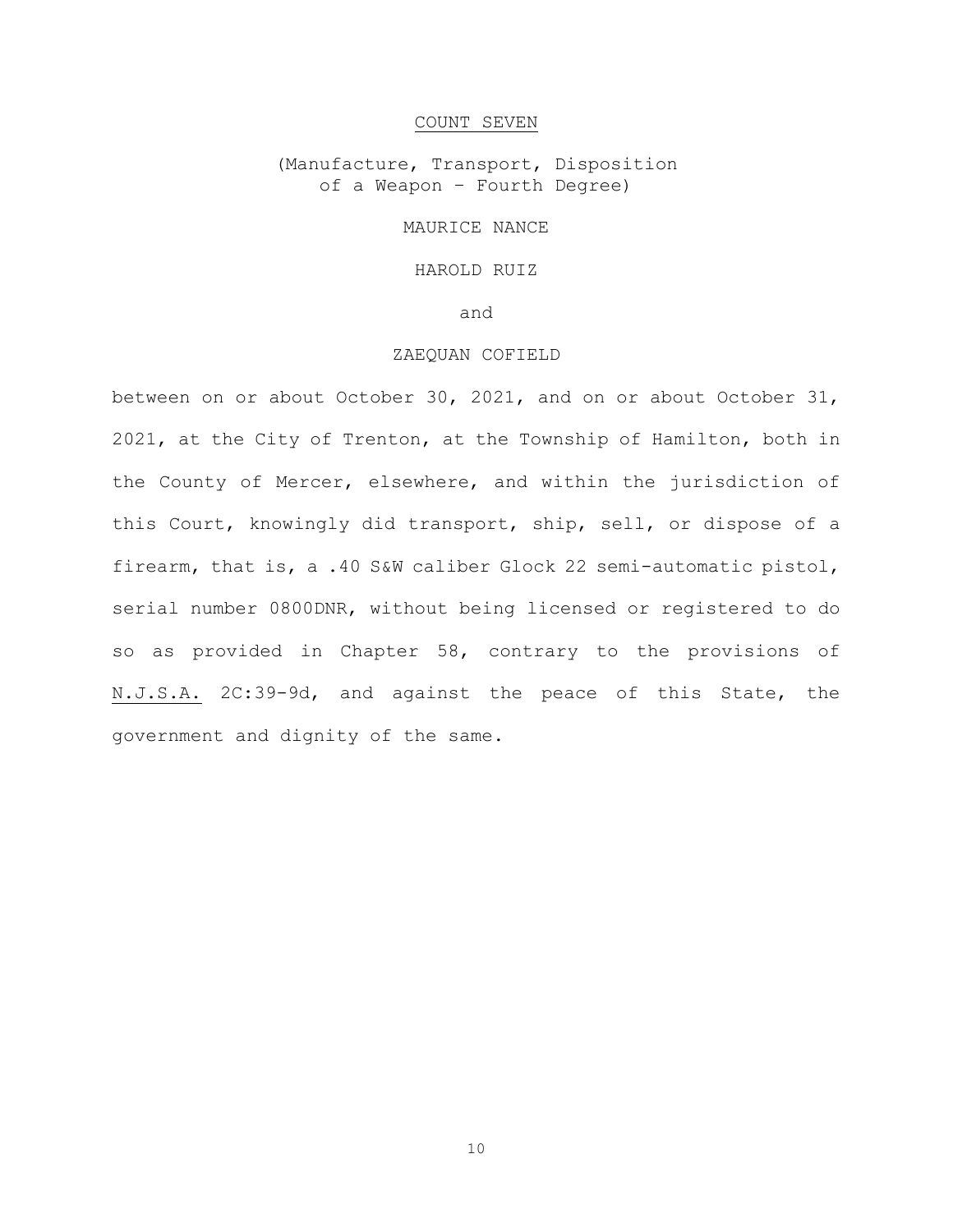COUNT SEVEN

(Manufacture, Transport, Disposition of a Weapon – Fourth Degree)

MAURICE NANCE

HAROLD RUIZ

and

ZAEQUAN COFIELD

between on or about October 30, 2021, and on or about October 31, 2021, at the City of Trenton, at the Township of Hamilton, both in the County of Mercer, elsewhere, and within the jurisdiction of this Court, knowingly did transport, ship, sell, or dispose of a firearm, that is, a .40 S&W caliber Glock 22 semi-automatic pistol, serial number 0800DNR, without being licensed or registered to do so as provided in Chapter 58, contrary to the provisions of N.J.S.A. 2C:39-9d, and against the peace of this State, the government and dignity of the same.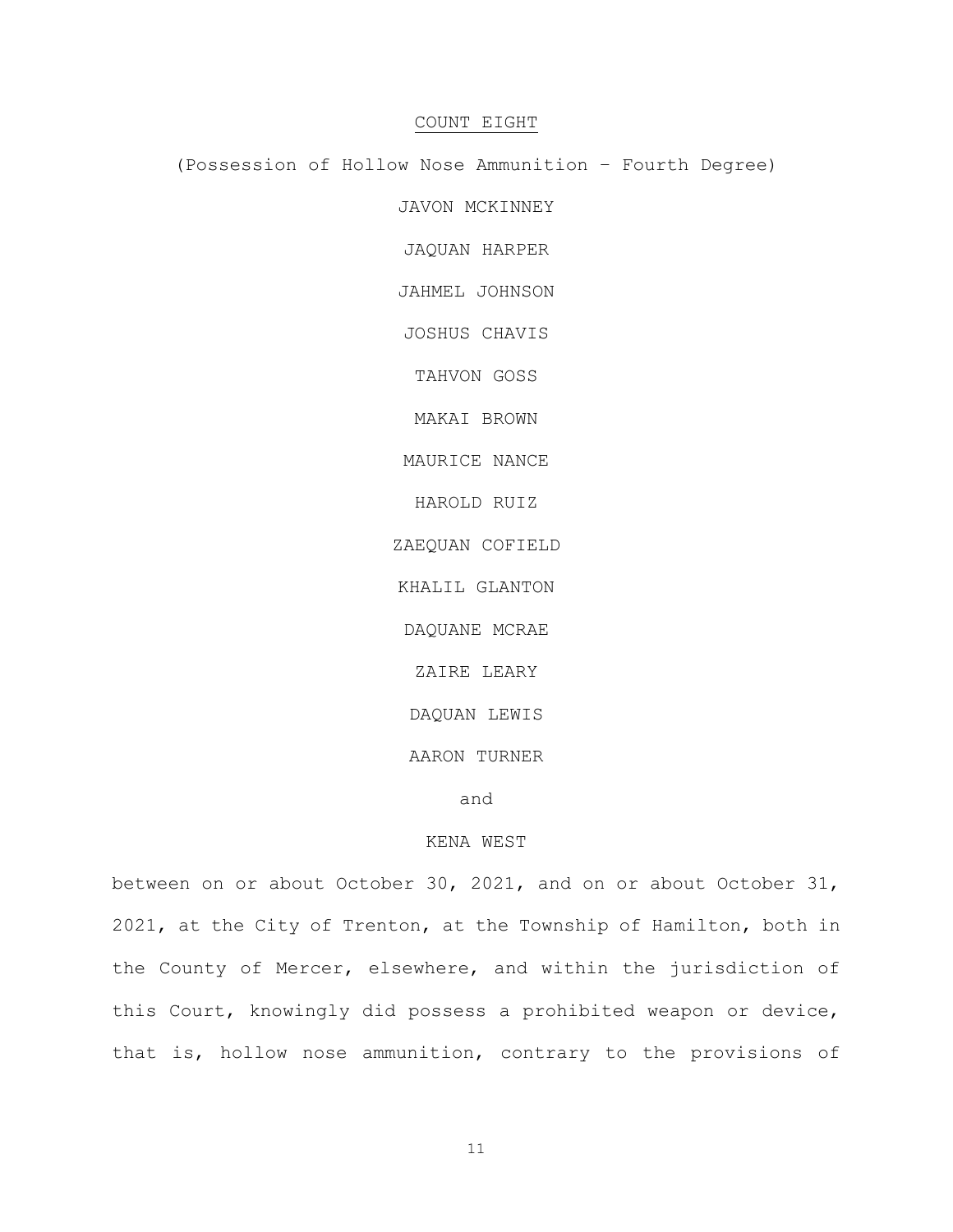<u>COUNT EIGHT</u>

(Possession of Hollow Nose Ammunition – Fourth Degree)

JAVON MCKINNEY

JAQUAN HARPER

JAHMEL JOHNSON

JOSHUS CHAVIS

TAHVON GOSS

MAKAI BROWN

MAURICE NANCE

HAROLD RUIZ

ZAEQUAN COFIELD

KHALIL GLANTON

DAQUANE MCRAE

ZAIRE LEARY

DAQUAN LEWIS

AARON TURNER

and

KENA WEST

between on or about October 30, 2021, and on or about October 31, 2021, at the City of Trenton, at the Township of Hamilton, both in the County of Mercer, elsewhere, and within the jurisdiction of this Court, knowingly did possess a prohibited weapon or device, that is, hollow nose ammunition, contrary to the provisions of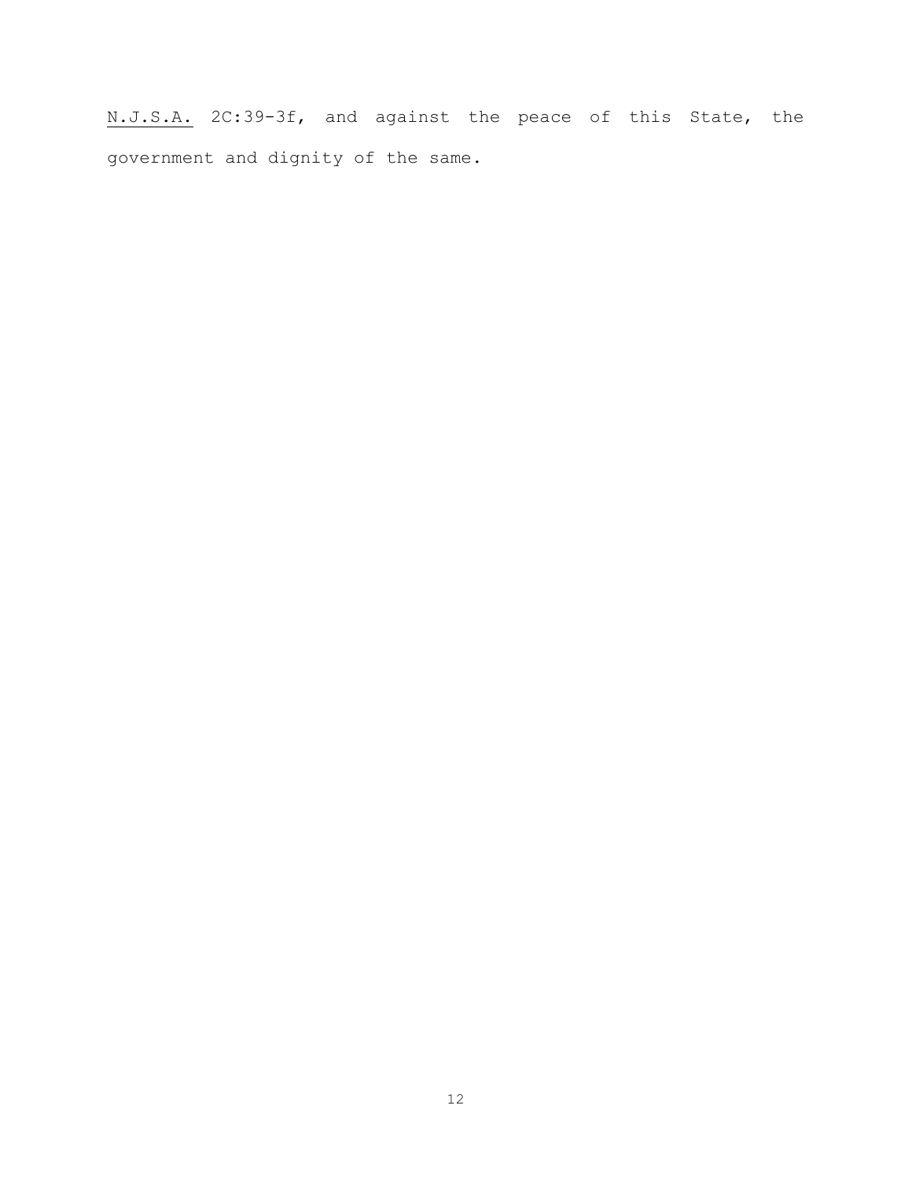N.J.S.A. 2C:39-3f, and against the peace of this State, the government and dignity of the same.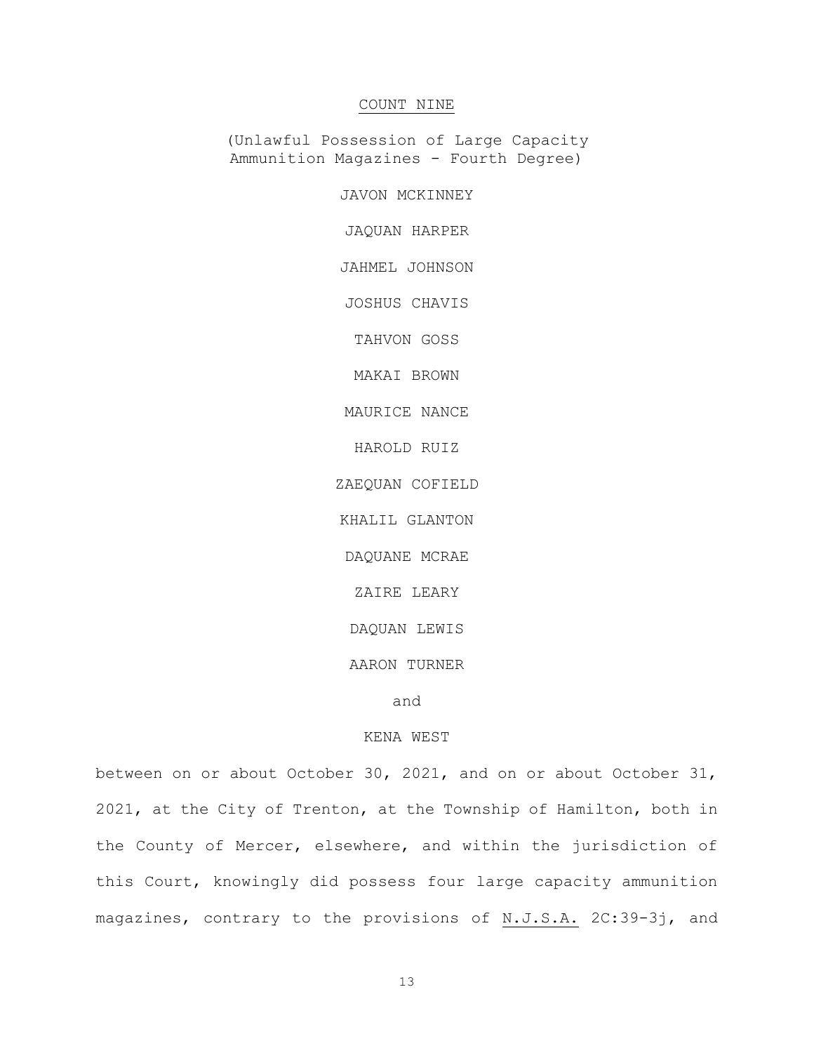## COUNT NINE

(Unlawful Possession of Large Capacity Ammunition Magazines - Fourth Degree)

JAVON MCKINNEY

JAQUAN HARPER

JAHMEL JOHNSON

JOSHUS CHAVIS

TAHVON GOSS

MAKAI BROWN

MAURICE NANCE

HAROLD RUIZ

ZAEQUAN COFIELD

KHALIL GLANTON

DAQUANE MCRAE

ZAIRE LEARY

DAQUAN LEWIS

AARON TURNER

and

KENA WEST

between on or about October 30, 2021, and on or about October 31, 2021, at the City of Trenton, at the Township of Hamilton, both in the County of Mercer, elsewhere, and within the jurisdiction of this Court, knowingly did possess four large capacity ammunition magazines, contrary to the provisions of N.J.S.A. 2C:39-3j, and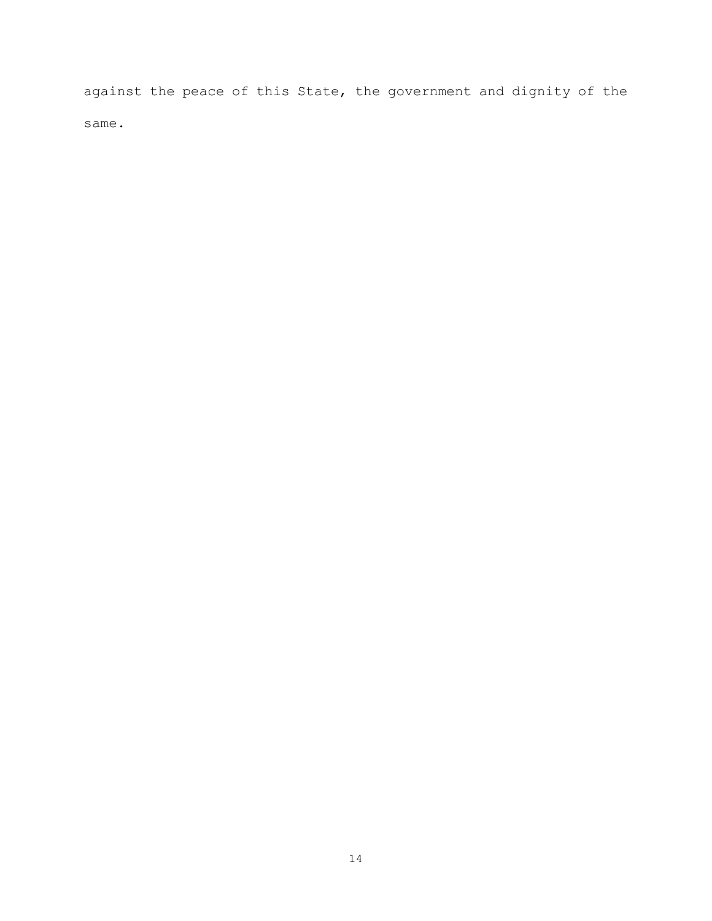against the peace of this State, the government and dignity of the same.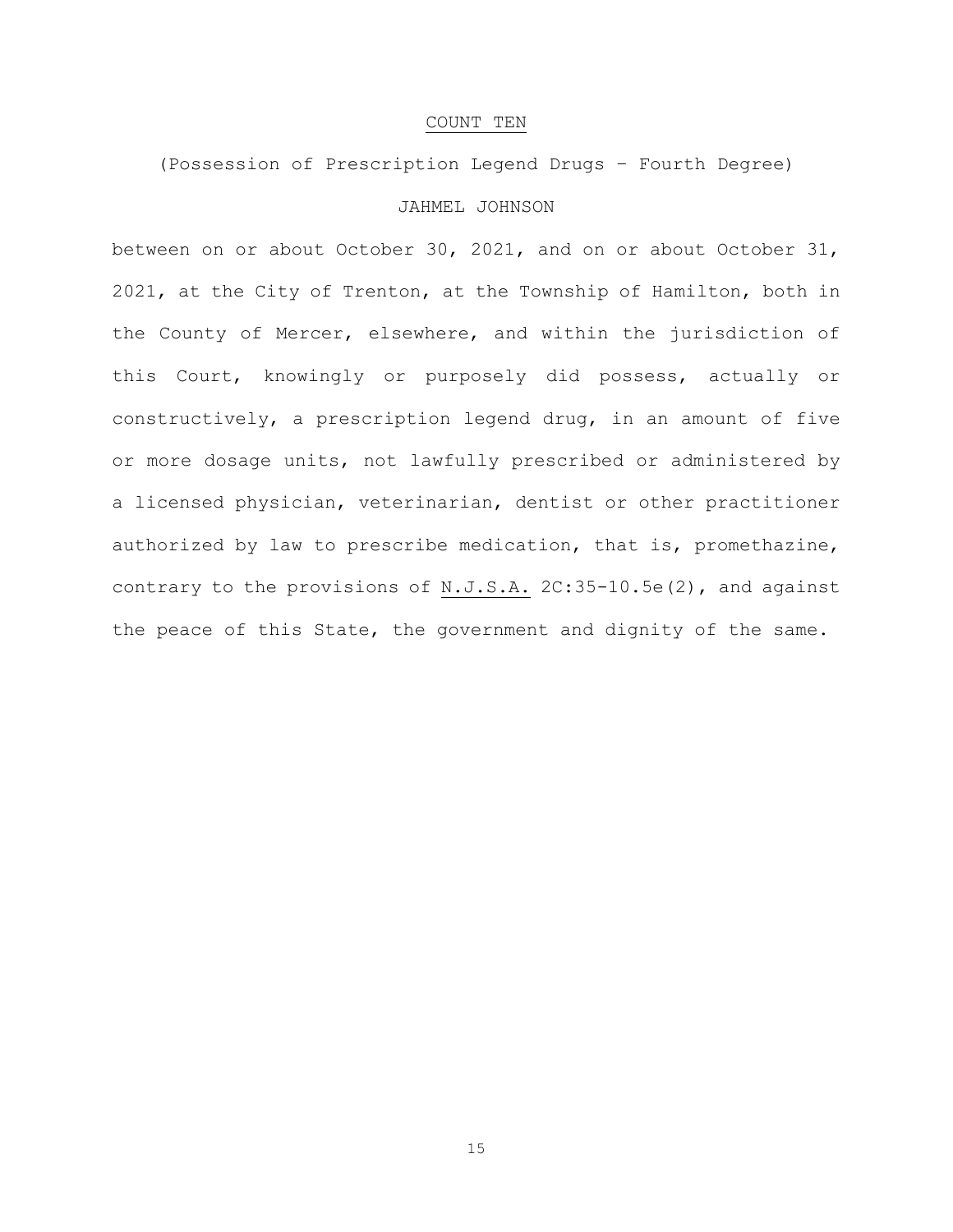## COUNT TEN

(Possession of Prescription Legend Drugs – Fourth Degree)

JAHMEL JOHNSON

between on or about October 30, 2021, and on or about October 31, 2021, at the City of Trenton, at the Township of Hamilton, both in the County of Mercer, elsewhere, and within the jurisdiction of this Court, knowingly or purposely did possess, actually or constructively, a prescription legend drug, in an amount of five or more dosage units, not lawfully prescribed or administered by a licensed physician, veterinarian, dentist or other practitioner authorized by law to prescribe medication, that is, promethazine, contrary to the provisions of N.J.S.A. 2C:35-10.5e(2), and against the peace of this State, the government and dignity of the same.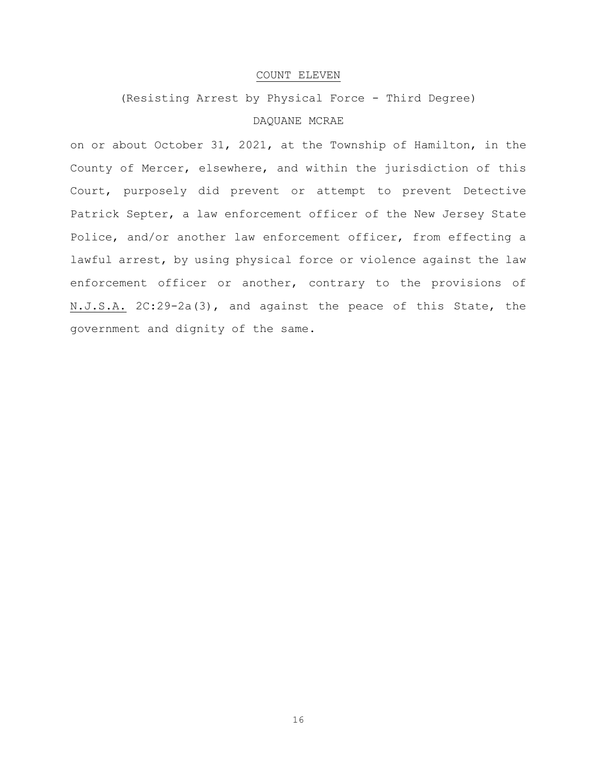## COUNT ELEVEN

(Resisting Arrest by Physical Force - Third Degree)

DAQUANE MCRAE

on or about October 31, 2021, at the Township of Hamilton, in the County of Mercer, elsewhere, and within the jurisdiction of this Court, purposely did prevent or attempt to prevent Detective Patrick Septer, a law enforcement officer of the New Jersey State Police, and/or another law enforcement officer, from effecting a lawful arrest, by using physical force or violence against the law enforcement officer or another, contrary to the provisions of N.J.S.A. 2C:29-2a(3), and against the peace of this State, the government and dignity of the same.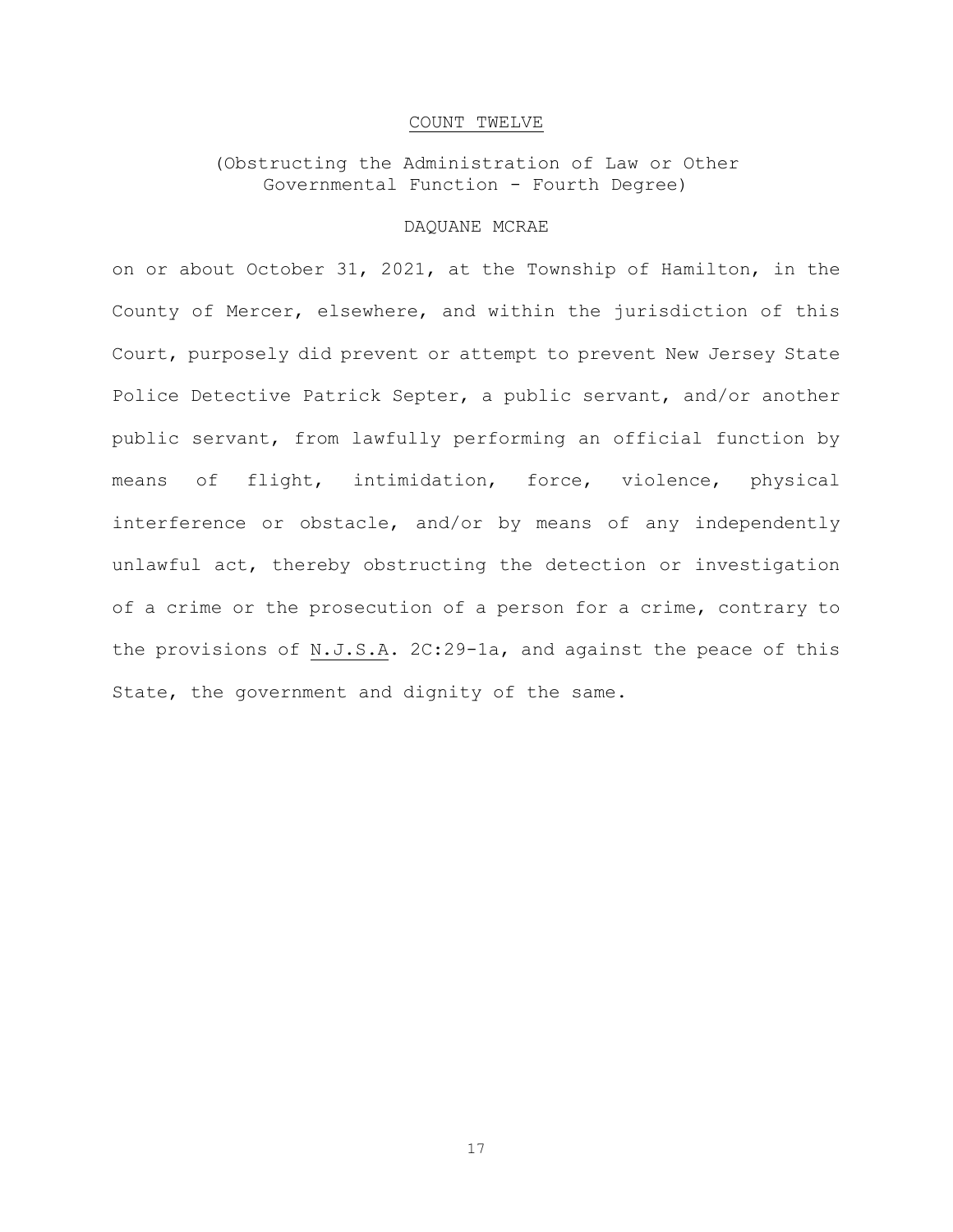<u>COUNT TWELVE</u>

(Obstructing the Administration of Law or Other Governmental Function - Fourth Degree)

DAQUANE MCRAE

on or about October 31, 2021, at the Township of Hamilton, in the County of Mercer, elsewhere, and within the jurisdiction of this Court, purposely did prevent or attempt to prevent New Jersey State Police Detective Patrick Septer, a public servant, and/or another public servant, from lawfully performing an official function by means of flight, intimidation, force, violence, physical interference or obstacle, and/or by means of any independently unlawful act, thereby obstructing the detection or investigation of a crime or the prosecution of a person for a crime, contrary to the provisions of <u>N.J.S.A</u>. 2C:29-1a, and against the peace of this State, the government and dignity of the same.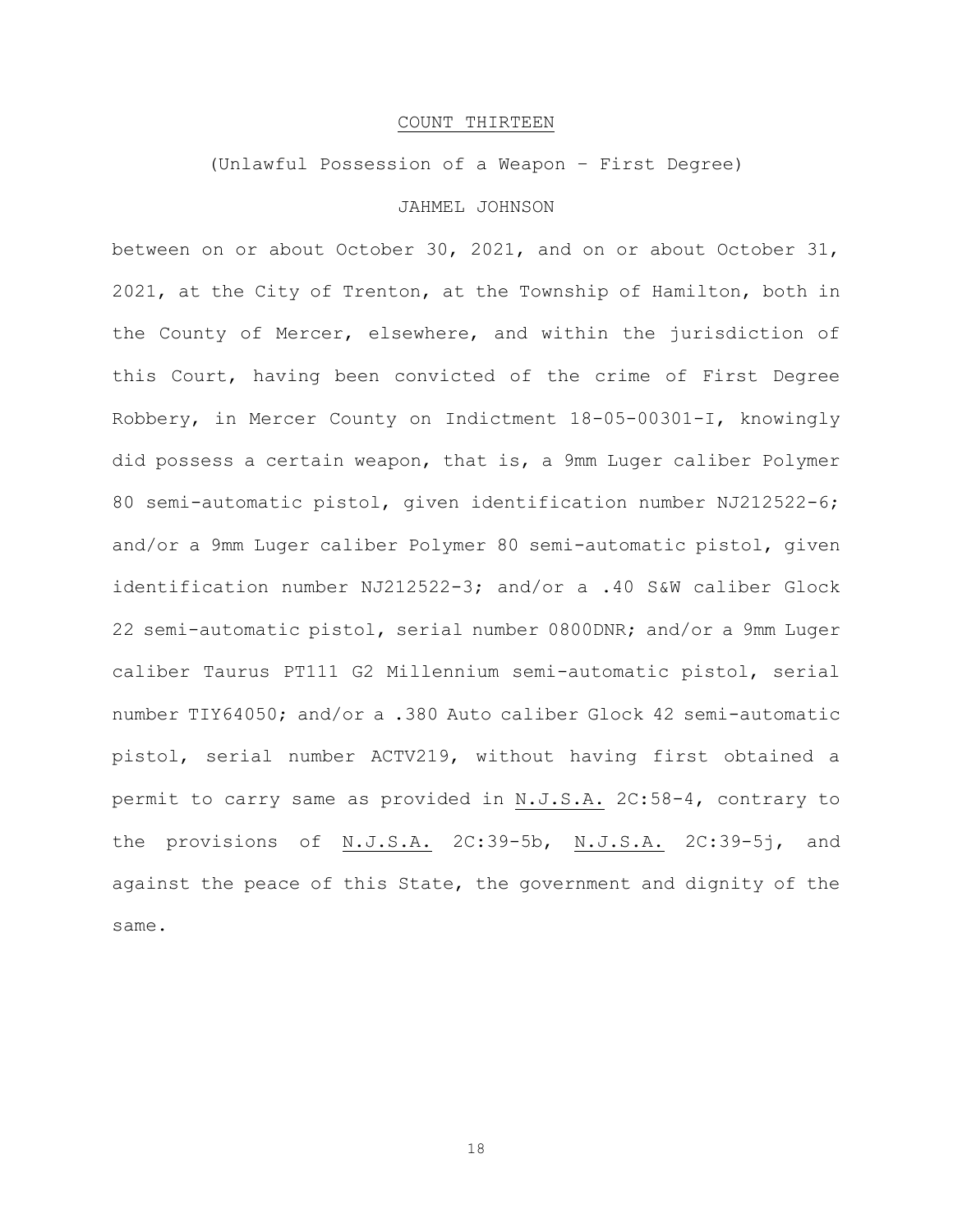COUNT THIRTEEN

(Unlawful Possession of a Weapon – First Degree)

JAHMEL JOHNSON

between on or about October 30, 2021, and on or about October 31, 2021, at the City of Trenton, at the Township of Hamilton, both in the County of Mercer, elsewhere, and within the jurisdiction of this Court, having been convicted of the crime of First Degree Robbery, in Mercer County on Indictment 18-05-00301-I, knowingly did possess a certain weapon, that is, a 9mm Luger caliber Polymer 80 semi-automatic pistol, given identification number NJ212522-6; and/or a 9mm Luger caliber Polymer 80 semi-automatic pistol, given identification number NJ212522-3; and/or a .40 S&W caliber Glock 22 semi-automatic pistol, serial number 0800DNR; and/or a 9mm Luger caliber Taurus PT111 G2 Millennium semi-automatic pistol, serial number TIY64050; and/or a .380 Auto caliber Glock 42 semi-automatic pistol, serial number ACTV219, without having first obtained a permit to carry same as provided in N.J.S.A. 2C:58-4, contrary to the provisions of N.J.S.A. 2C:39-5b, N.J.S.A. 2C:39-5j, and against the peace of this State, the government and dignity of the same.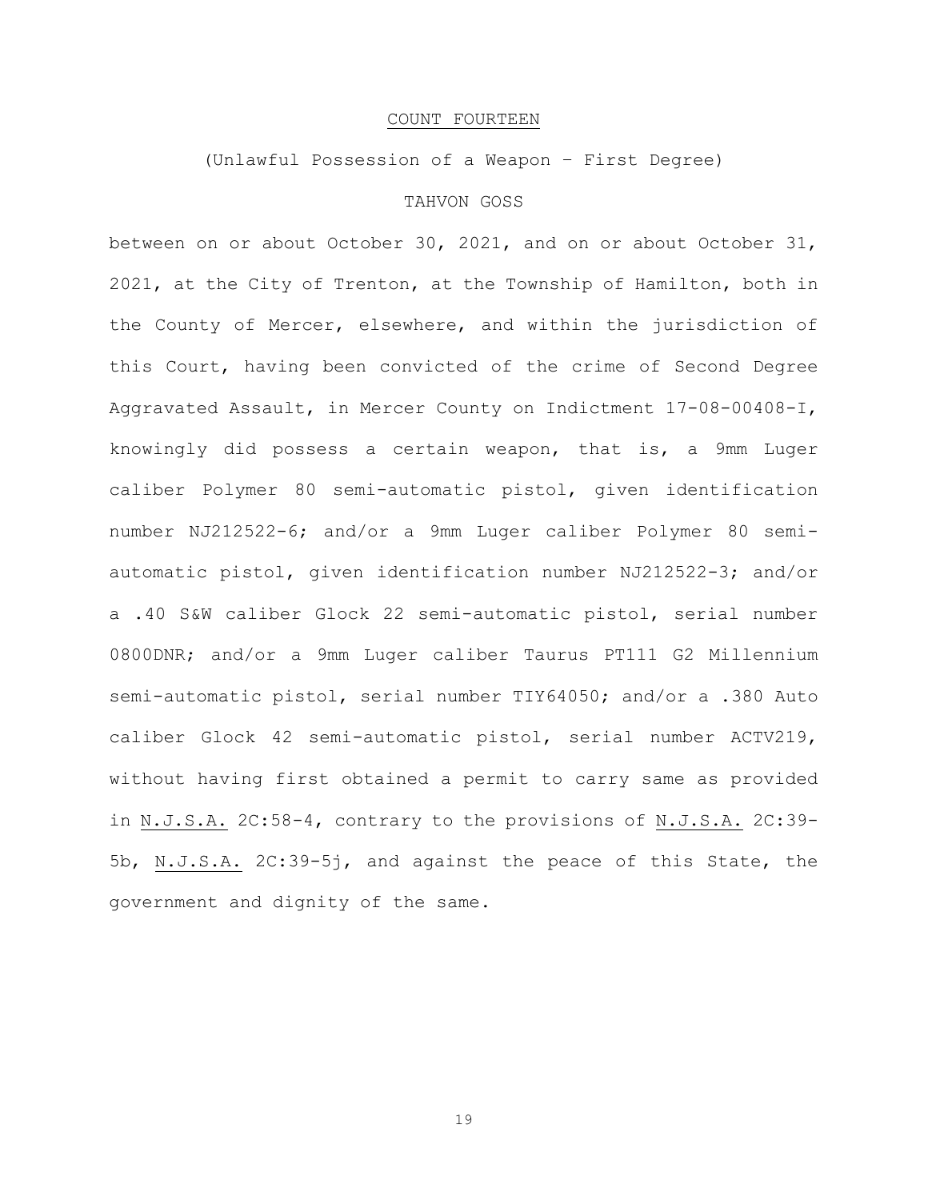COUNT FOURTEEN

(Unlawful Possession of a Weapon – First Degree)

TAHVON GOSS

between on or about October 30, 2021, and on or about October 31, 2021, at the City of Trenton, at the Township of Hamilton, both in the County of Mercer, elsewhere, and within the jurisdiction of this Court, having been convicted of the crime of Second Degree Aggravated Assault, in Mercer County on Indictment 17-08-00408-I, knowingly did possess a certain weapon, that is, a 9mm Luger caliber Polymer 80 semi-automatic pistol, given identification number NJ212522-6; and/or a 9mm Luger caliber Polymer 80 semi-automatic pistol, given identification number NJ212522-3; and/or a .40 S&W caliber Glock 22 semi-automatic pistol, serial number 0800DNR; and/or a 9mm Luger caliber Taurus PT111 G2 Millennium semi-automatic pistol, serial number TIY64050; and/or a .380 Auto caliber Glock 42 semi-automatic pistol, serial number ACTV219, without having first obtained a permit to carry same as provided in N.J.S.A. 2C:58-4, contrary to the provisions of N.J.S.A. 2C:39-5b, N.J.S.A. 2C:39-5j, and against the peace of this State, the government and dignity of the same.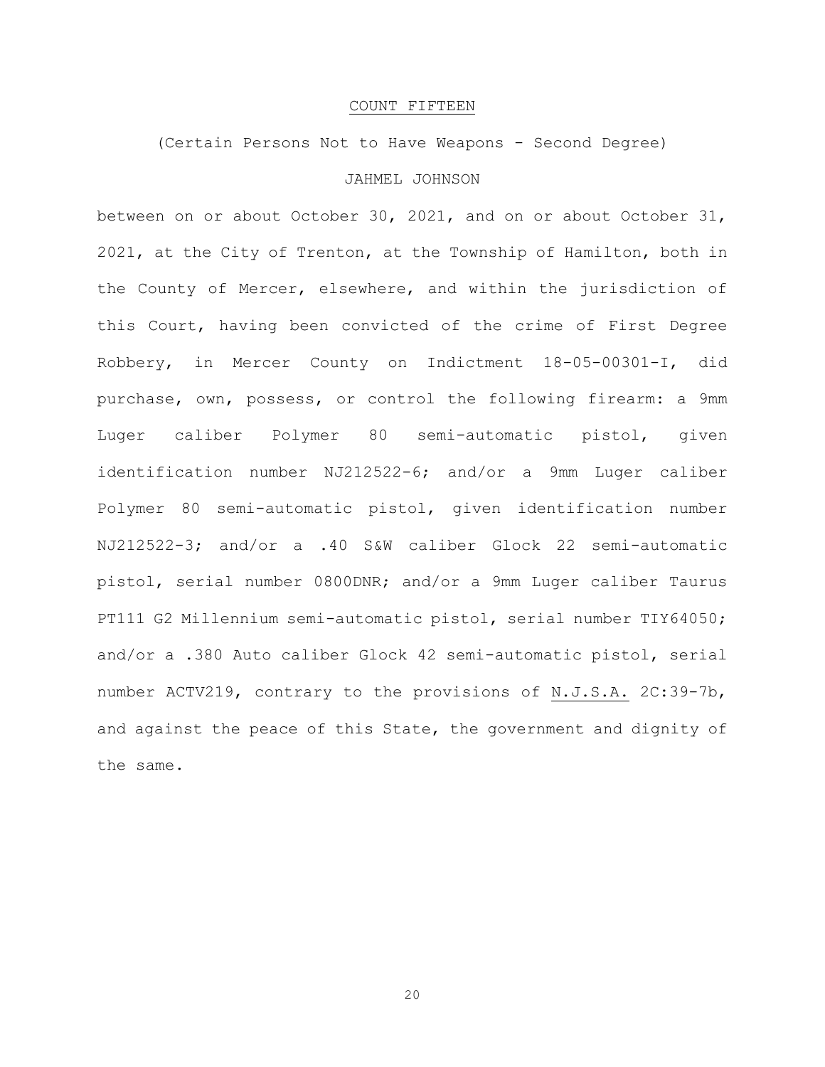## COUNT FIFTEEN

(Certain Persons Not to Have Weapons - Second Degree)

JAHMEL JOHNSON

between on or about October 30, 2021, and on or about October 31, 2021, at the City of Trenton, at the Township of Hamilton, both in the County of Mercer, elsewhere, and within the jurisdiction of this Court, having been convicted of the crime of First Degree Robbery, in Mercer County on Indictment 18-05-00301-I, did purchase, own, possess, or control the following firearm: a 9mm Luger caliber Polymer 80 semi-automatic pistol, given identification number NJ212522-6; and/or a 9mm Luger caliber Polymer 80 semi-automatic pistol, given identification number NJ212522-3; and/or a .40 S&W caliber Glock 22 semi-automatic pistol, serial number 0800DNR; and/or a 9mm Luger caliber Taurus PT111 G2 Millennium semi-automatic pistol, serial number TIY64050; and/or a .380 Auto caliber Glock 42 semi-automatic pistol, serial number ACTV219, contrary to the provisions of N.J.S.A. 2C:39-7b, and against the peace of this State, the government and dignity of the same.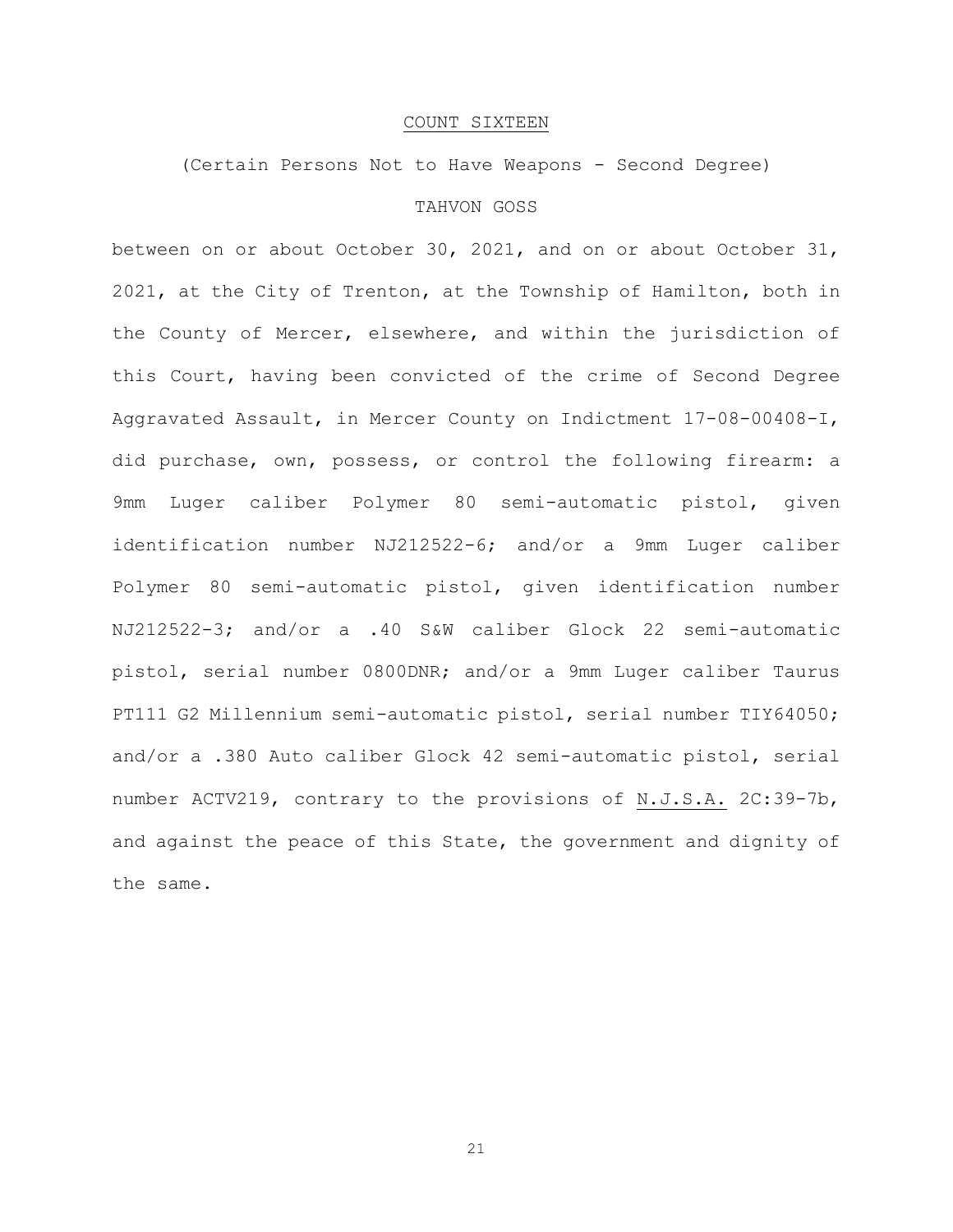<u>COUNT SIXTEEN</u>

(Certain Persons Not to Have Weapons - Second Degree)

TAHVON GOSS

between on or about October 30, 2021, and on or about October 31, 2021, at the City of Trenton, at the Township of Hamilton, both in the County of Mercer, elsewhere, and within the jurisdiction of this Court, having been convicted of the crime of Second Degree Aggravated Assault, in Mercer County on Indictment 17-08-00408-I, did purchase, own, possess, or control the following firearm: a 9mm Luger caliber Polymer 80 semi-automatic pistol, given identification number NJ212522-6; and/or a 9mm Luger caliber Polymer 80 semi-automatic pistol, given identification number NJ212522-3; and/or a .40 S&W caliber Glock 22 semi-automatic pistol, serial number 0800DNR; and/or a 9mm Luger caliber Taurus PT111 G2 Millennium semi-automatic pistol, serial number TIY64050; and/or a .380 Auto caliber Glock 42 semi-automatic pistol, serial number ACTV219, contrary to the provisions of <u>N.J.S.A.</u> 2C:39-7b, and against the peace of this State, the government and dignity of the same.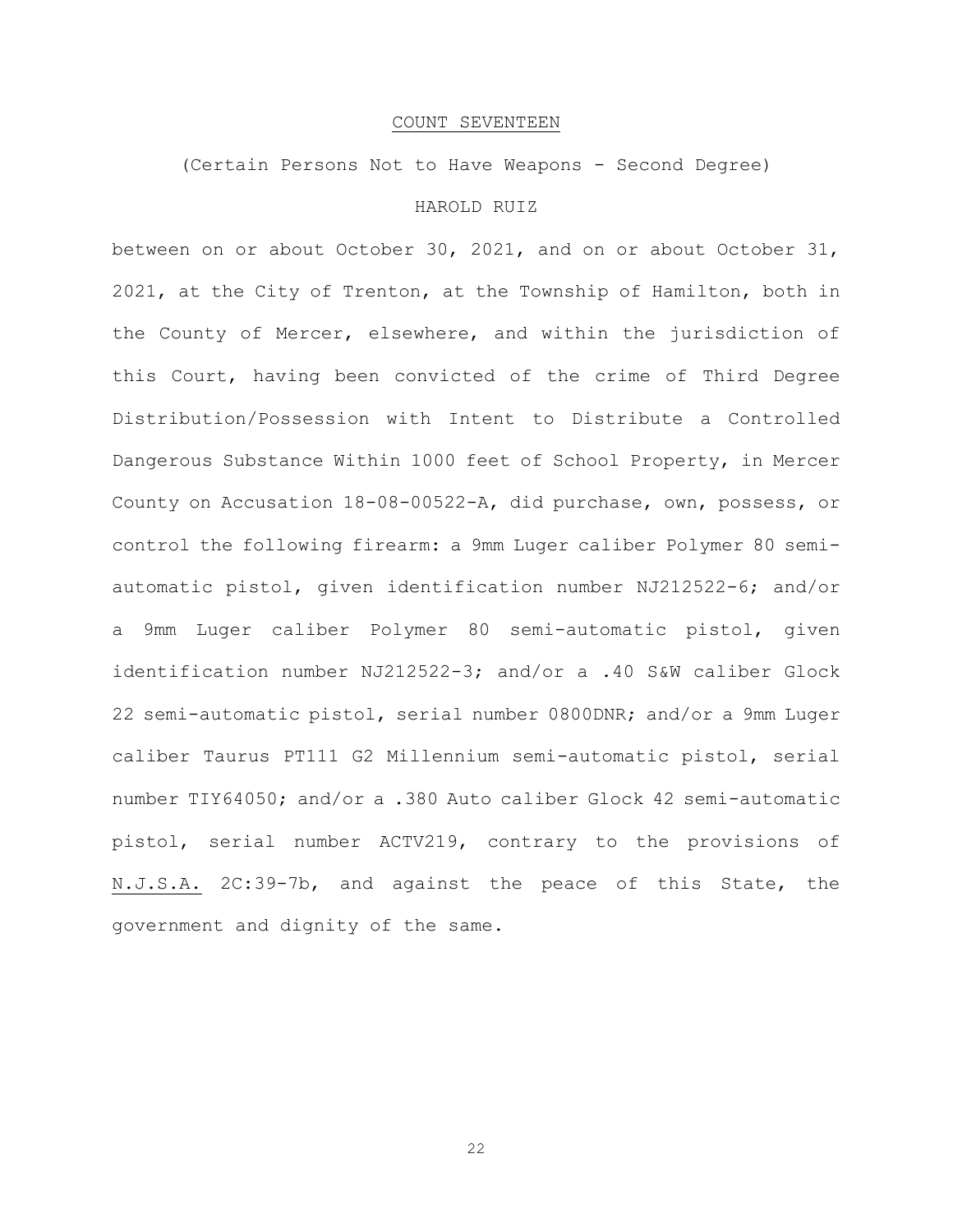## COUNT SEVENTEEN

(Certain Persons Not to Have Weapons - Second Degree)

HAROLD RUIZ

between on or about October 30, 2021, and on or about October 31, 2021, at the City of Trenton, at the Township of Hamilton, both in the County of Mercer, elsewhere, and within the jurisdiction of this Court, having been convicted of the crime of Third Degree Distribution/Possession with Intent to Distribute a Controlled Dangerous Substance Within 1000 feet of School Property, in Mercer County on Accusation 18-08-00522-A, did purchase, own, possess, or control the following firearm: a 9mm Luger caliber Polymer 80 semi-automatic pistol, given identification number NJ212522-6; and/or a 9mm Luger caliber Polymer 80 semi-automatic pistol, given identification number NJ212522-3; and/or a .40 S&W caliber Glock 22 semi-automatic pistol, serial number 0800DNR; and/or a 9mm Luger caliber Taurus PT111 G2 Millennium semi-automatic pistol, serial number TIY64050; and/or a .380 Auto caliber Glock 42 semi-automatic pistol, serial number ACTV219, contrary to the provisions of N.J.S.A. 2C:39-7b, and against the peace of this State, the government and dignity of the same.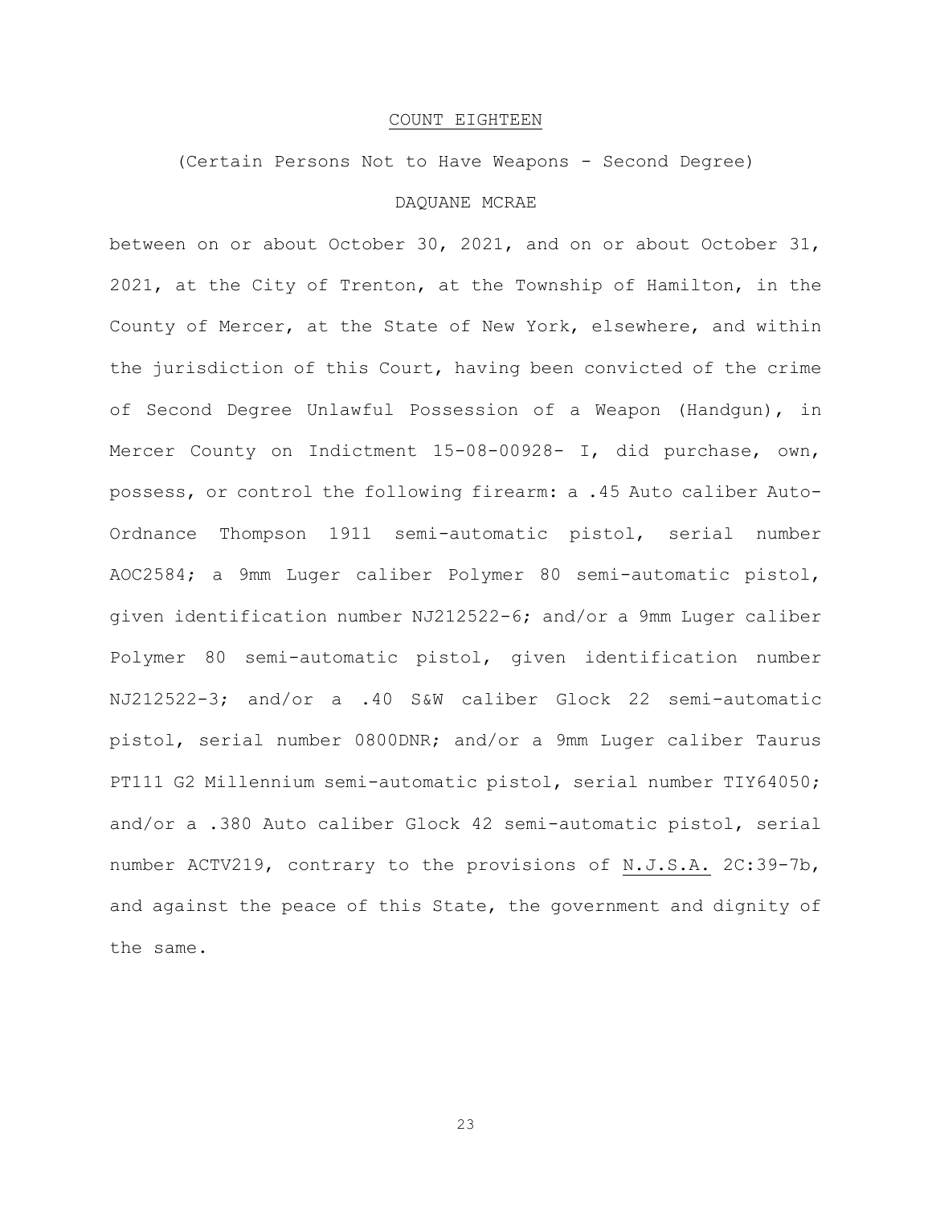COUNT EIGHTEEN

(Certain Persons Not to Have Weapons - Second Degree)

DAQUANE MCRAE

between on or about October 30, 2021, and on or about October 31, 2021, at the City of Trenton, at the Township of Hamilton, in the County of Mercer, at the State of New York, elsewhere, and within the jurisdiction of this Court, having been convicted of the crime of Second Degree Unlawful Possession of a Weapon (Handgun), in Mercer County on Indictment 15-08-00928- I, did purchase, own, possess, or control the following firearm: a .45 Auto caliber Auto-Ordnance Thompson 1911 semi-automatic pistol, serial number AOC2584; a 9mm Luger caliber Polymer 80 semi-automatic pistol, given identification number NJ212522-6; and/or a 9mm Luger caliber Polymer 80 semi-automatic pistol, given identification number NJ212522-3; and/or a .40 S&W caliber Glock 22 semi-automatic pistol, serial number 0800DNR; and/or a 9mm Luger caliber Taurus PT111 G2 Millennium semi-automatic pistol, serial number TIY64050; and/or a .380 Auto caliber Glock 42 semi-automatic pistol, serial number ACTV219, contrary to the provisions of N.J.S.A. 2C:39-7b, and against the peace of this State, the government and dignity of the same.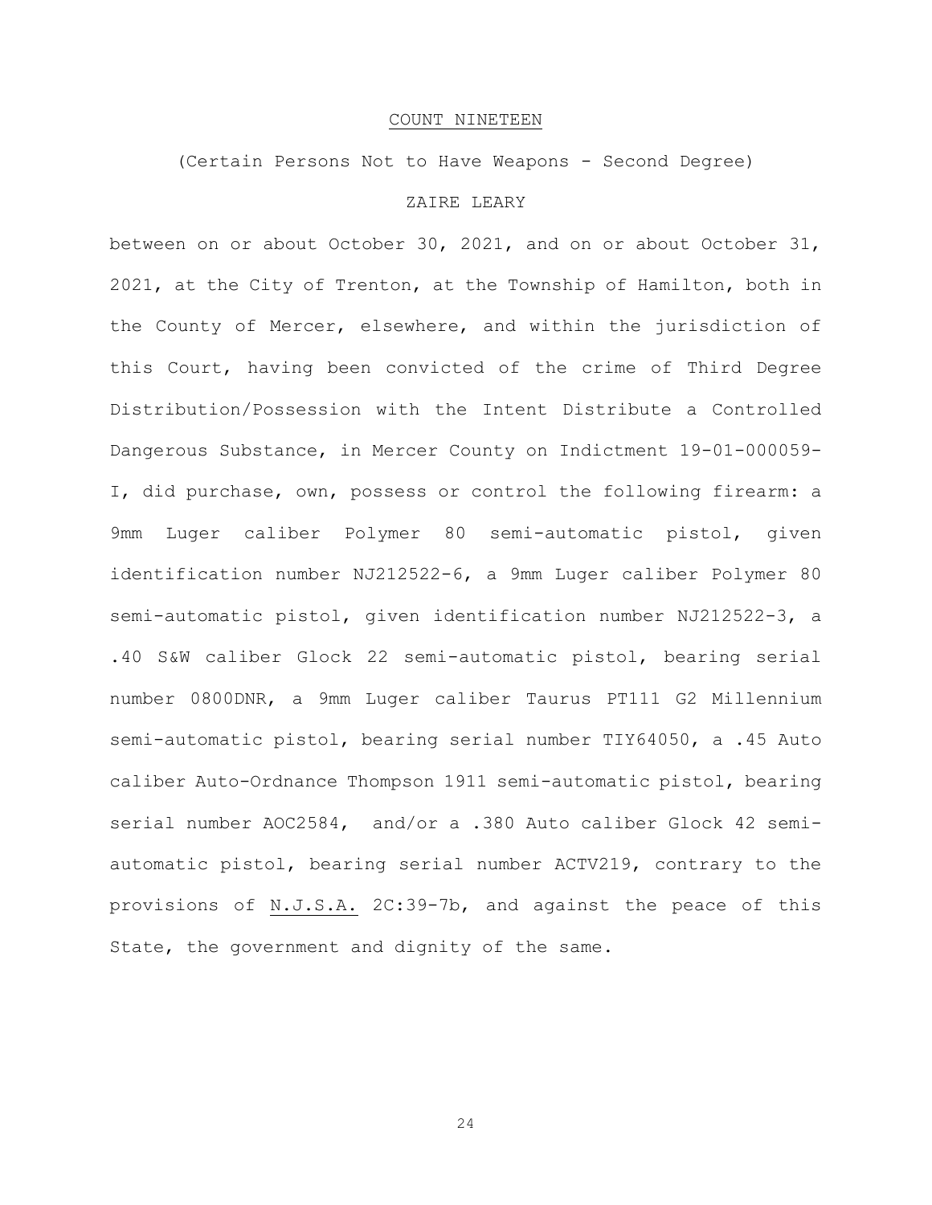# COUNT NINETEEN

(Certain Persons Not to Have Weapons - Second Degree)

ZAIRE LEARY

between on or about October 30, 2021, and on or about October 31, 2021, at the City of Trenton, at the Township of Hamilton, both in the County of Mercer, elsewhere, and within the jurisdiction of this Court, having been convicted of the crime of Third Degree Distribution/Possession with the Intent Distribute a Controlled Dangerous Substance, in Mercer County on Indictment 19-01-000059-I, did purchase, own, possess or control the following firearm: a 9mm Luger caliber Polymer 80 semi-automatic pistol, given identification number NJ212522-6, a 9mm Luger caliber Polymer 80 semi-automatic pistol, given identification number NJ212522-3, a .40 S&W caliber Glock 22 semi-automatic pistol, bearing serial number 0800DNR, a 9mm Luger caliber Taurus PT111 G2 Millennium semi-automatic pistol, bearing serial number TIY64050, a .45 Auto caliber Auto-Ordnance Thompson 1911 semi-automatic pistol, bearing serial number AOC2584, and/or a .380 Auto caliber Glock 42 semi-automatic pistol, bearing serial number ACTV219, contrary to the provisions of N.J.S.A. 2C:39-7b, and against the peace of this State, the government and dignity of the same.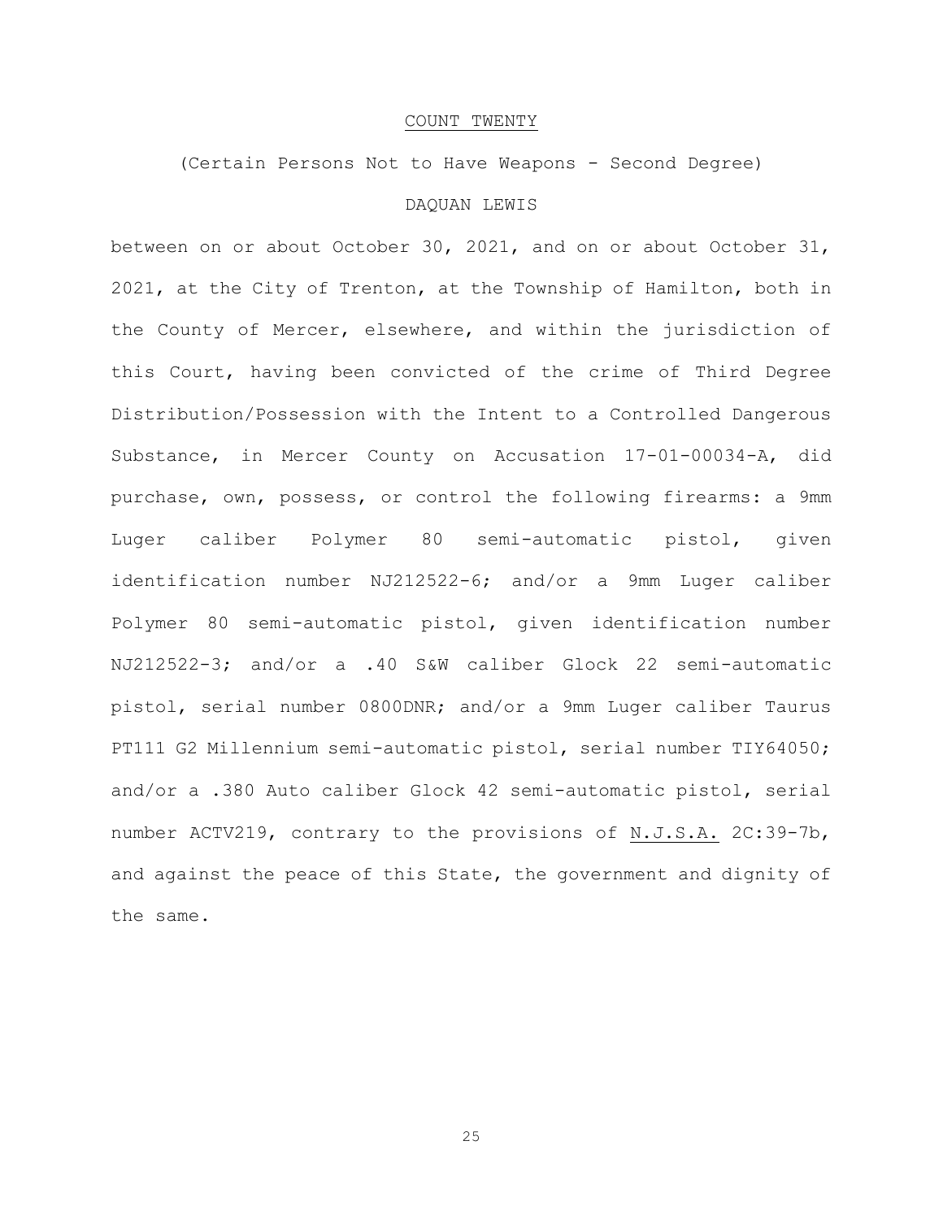COUNT TWENTY

(Certain Persons Not to Have Weapons - Second Degree)

DAQUAN LEWIS

between on or about October 30, 2021, and on or about October 31, 2021, at the City of Trenton, at the Township of Hamilton, both in the County of Mercer, elsewhere, and within the jurisdiction of this Court, having been convicted of the crime of Third Degree Distribution/Possession with the Intent to a Controlled Dangerous Substance, in Mercer County on Accusation 17-01-00034-A, did purchase, own, possess, or control the following firearms: a 9mm Luger caliber Polymer 80 semi-automatic pistol, given identification number NJ212522-6; and/or a 9mm Luger caliber Polymer 80 semi-automatic pistol, given identification number NJ212522-3; and/or a .40 S&W caliber Glock 22 semi-automatic pistol, serial number 0800DNR; and/or a 9mm Luger caliber Taurus PT111 G2 Millennium semi-automatic pistol, serial number TIY64050; and/or a .380 Auto caliber Glock 42 semi-automatic pistol, serial number ACTV219, contrary to the provisions of N.J.S.A. 2C:39-7b, and against the peace of this State, the government and dignity of the same.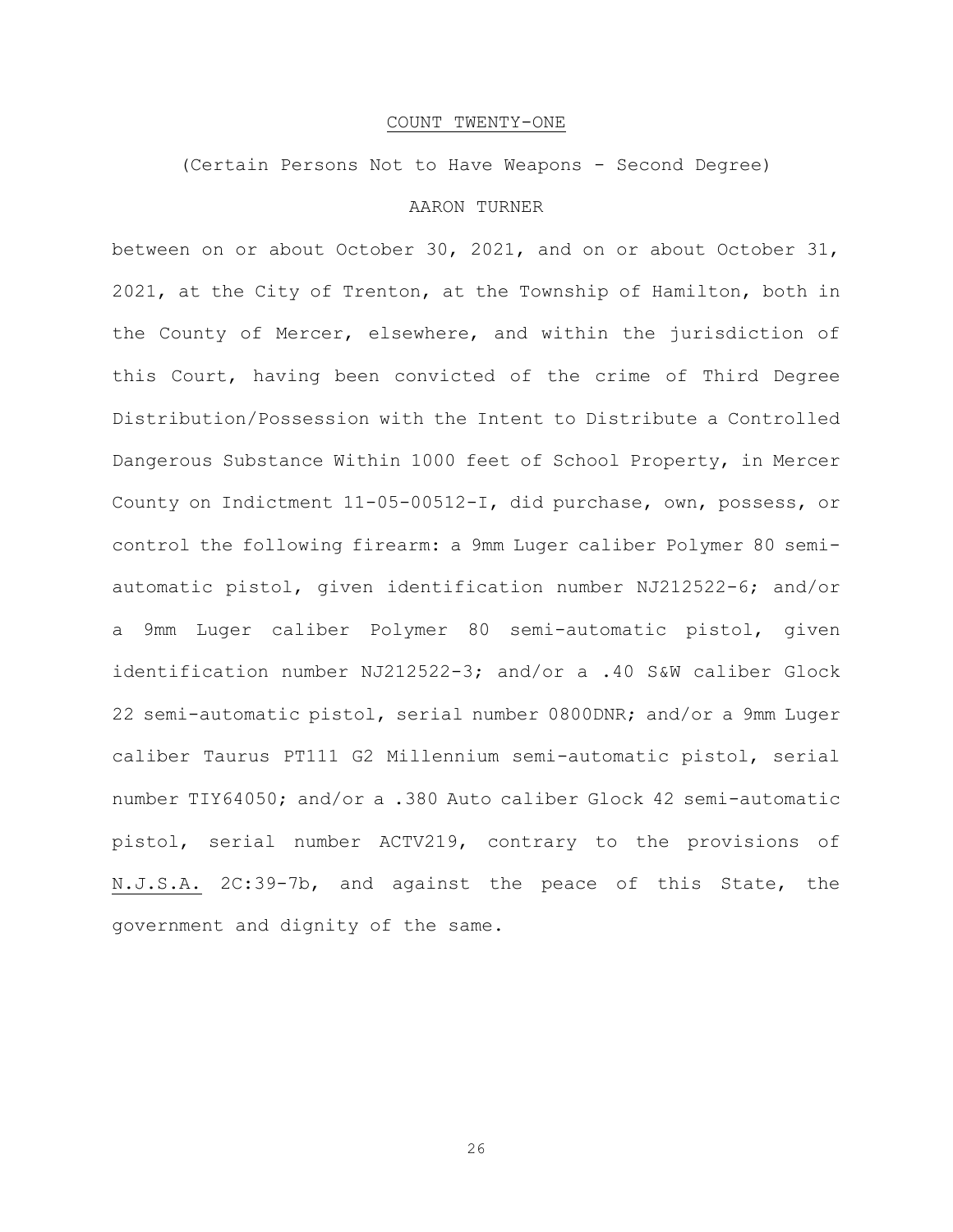<u>COUNT TWENTY-ONE</u>

(Certain Persons Not to Have Weapons - Second Degree)

AARON TURNER

between on or about October 30, 2021, and on or about October 31, 2021, at the City of Trenton, at the Township of Hamilton, both in the County of Mercer, elsewhere, and within the jurisdiction of this Court, having been convicted of the crime of Third Degree Distribution/Possession with the Intent to Distribute a Controlled Dangerous Substance Within 1000 feet of School Property, in Mercer County on Indictment 11-05-00512-I, did purchase, own, possess, or control the following firearm: a 9mm Luger caliber Polymer 80 semi-automatic pistol, given identification number NJ212522-6; and/or a 9mm Luger caliber Polymer 80 semi-automatic pistol, given identification number NJ212522-3; and/or a .40 S&W caliber Glock 22 semi-automatic pistol, serial number 0800DNR; and/or a 9mm Luger caliber Taurus PT111 G2 Millennium semi-automatic pistol, serial number TIY64050; and/or a .380 Auto caliber Glock 42 semi-automatic pistol, serial number ACTV219, contrary to the provisions of <u>N.J.S.A.</u> 2C:39-7b, and against the peace of this State, the government and dignity of the same.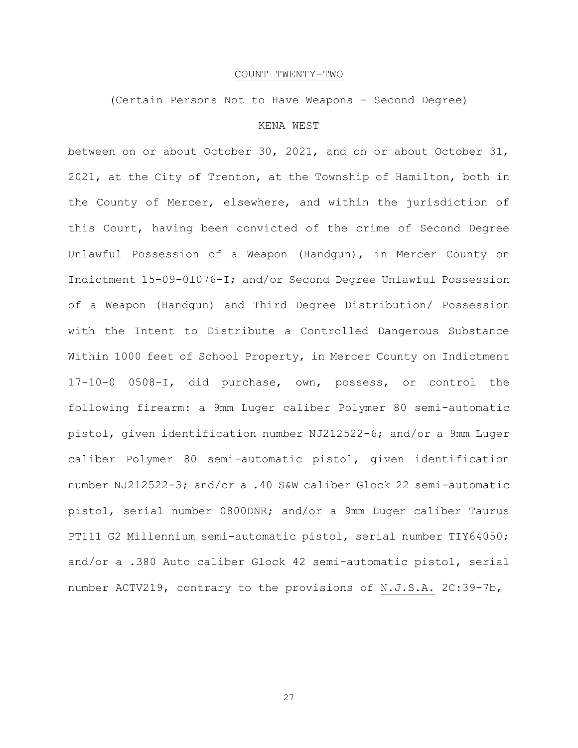## COUNT TWENTY-TWO

(Certain Persons Not to Have Weapons - Second Degree)

KENA WEST

between on or about October 30, 2021, and on or about October 31, 2021, at the City of Trenton, at the Township of Hamilton, both in the County of Mercer, elsewhere, and within the jurisdiction of this Court, having been convicted of the crime of Second Degree Unlawful Possession of a Weapon (Handgun), in Mercer County on Indictment 15-09-01076-I; and/or Second Degree Unlawful Possession of a Weapon (Handgun) and Third Degree Distribution/ Possession with the Intent to Distribute a Controlled Dangerous Substance Within 1000 feet of School Property, in Mercer County on Indictment 17-10-0 0508-I, did purchase, own, possess, or control the following firearm: a 9mm Luger caliber Polymer 80 semi-automatic pistol, given identification number NJ212522-6; and/or a 9mm Luger caliber Polymer 80 semi-automatic pistol, given identification number NJ212522-3; and/or a .40 S&W caliber Glock 22 semi-automatic pistol, serial number 0800DNR; and/or a 9mm Luger caliber Taurus PT111 G2 Millennium semi-automatic pistol, serial number TIY64050; and/or a .380 Auto caliber Glock 42 semi-automatic pistol, serial number ACTV219, contrary to the provisions of N.J.S.A. 2C:39-7b,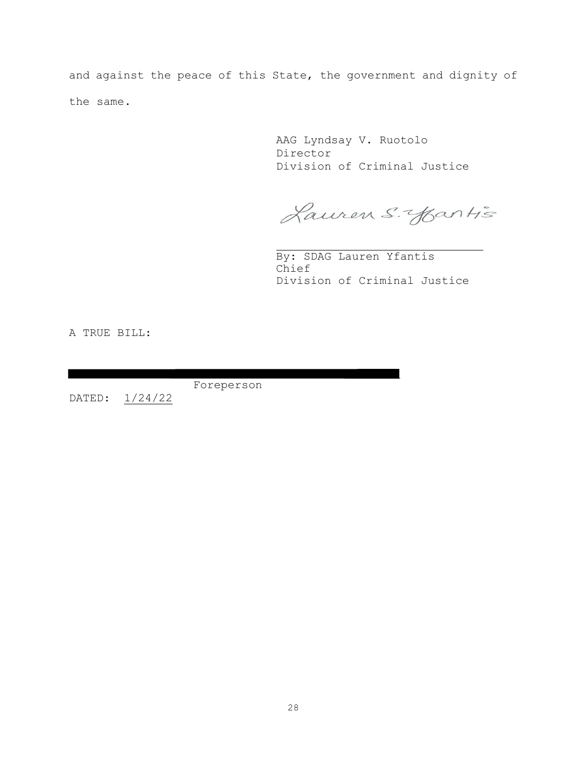and against the peace of this State, the government and dignity of the same.

AAG Lyndsay V. Ruotolo
Director
Division of Criminal Justice

Lauren S. Yfantis

By: SDAG Lauren Yfantis
Chief
Division of Criminal Justice

A TRUE BILL:

Foreperson

DATED: 1/24/22